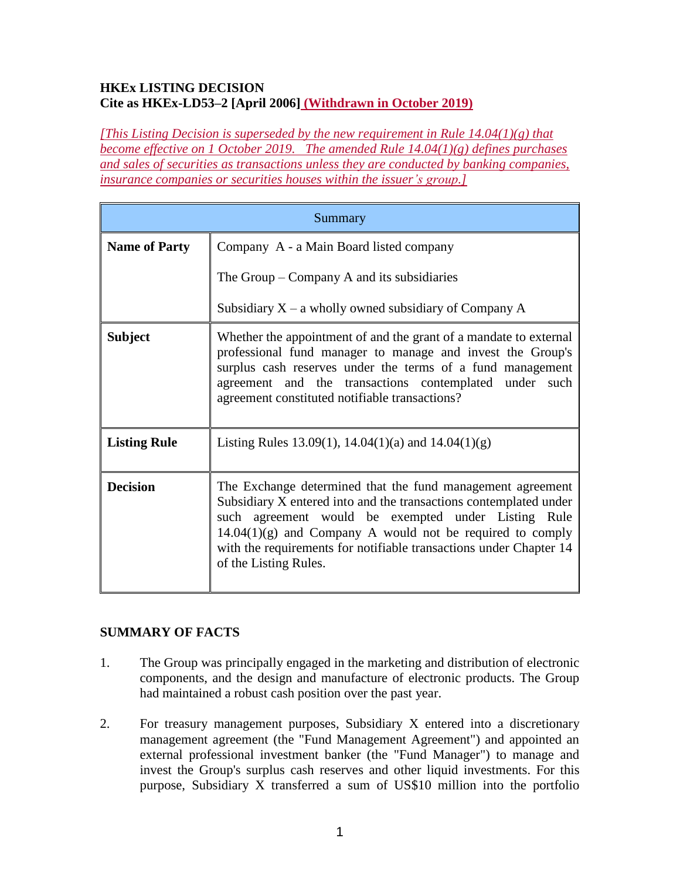**HKEx LISTING DECISION**
**Cite as HKEx-LD53–2 [April 2006] (Withdrawn in October 2019)**

*[This Listing Decision is superseded by the new requirement in Rule 14.04(1)(g) that become effective on 1 October 2019. The amended Rule 14.04(1)(g) defines purchases and sales of securities as transactions unless they are conducted by banking companies, insurance companies or securities houses within the issuer's group.]*

| Summary | |
|---|---|
| **Name of Party** | Company A - a Main Board listed company<br><br>The Group – Company A and its subsidiaries<br><br>Subsidiary X – a wholly owned subsidiary of Company A |
| **Subject** | Whether the appointment of and the grant of a mandate to external professional fund manager to manage and invest the Group's surplus cash reserves under the terms of a fund management agreement and the transactions contemplated under such agreement constituted notifiable transactions? |
| **Listing Rule** | Listing Rules 13.09(1), 14.04(1)(a) and 14.04(1)(g) |
| **Decision** | The Exchange determined that the fund management agreement Subsidiary X entered into and the transactions contemplated under such agreement would be exempted under Listing Rule 14.04(1)(g) and Company A would not be required to comply with the requirements for notifiable transactions under Chapter 14 of the Listing Rules. |

**SUMMARY OF FACTS**

1. The Group was principally engaged in the marketing and distribution of electronic components, and the design and manufacture of electronic products. The Group had maintained a robust cash position over the past year.

2. For treasury management purposes, Subsidiary X entered into a discretionary management agreement (the "Fund Management Agreement") and appointed an external professional investment banker (the "Fund Manager") to manage and invest the Group's surplus cash reserves and other liquid investments. For this purpose, Subsidiary X transferred a sum of US$10 million into the portfolio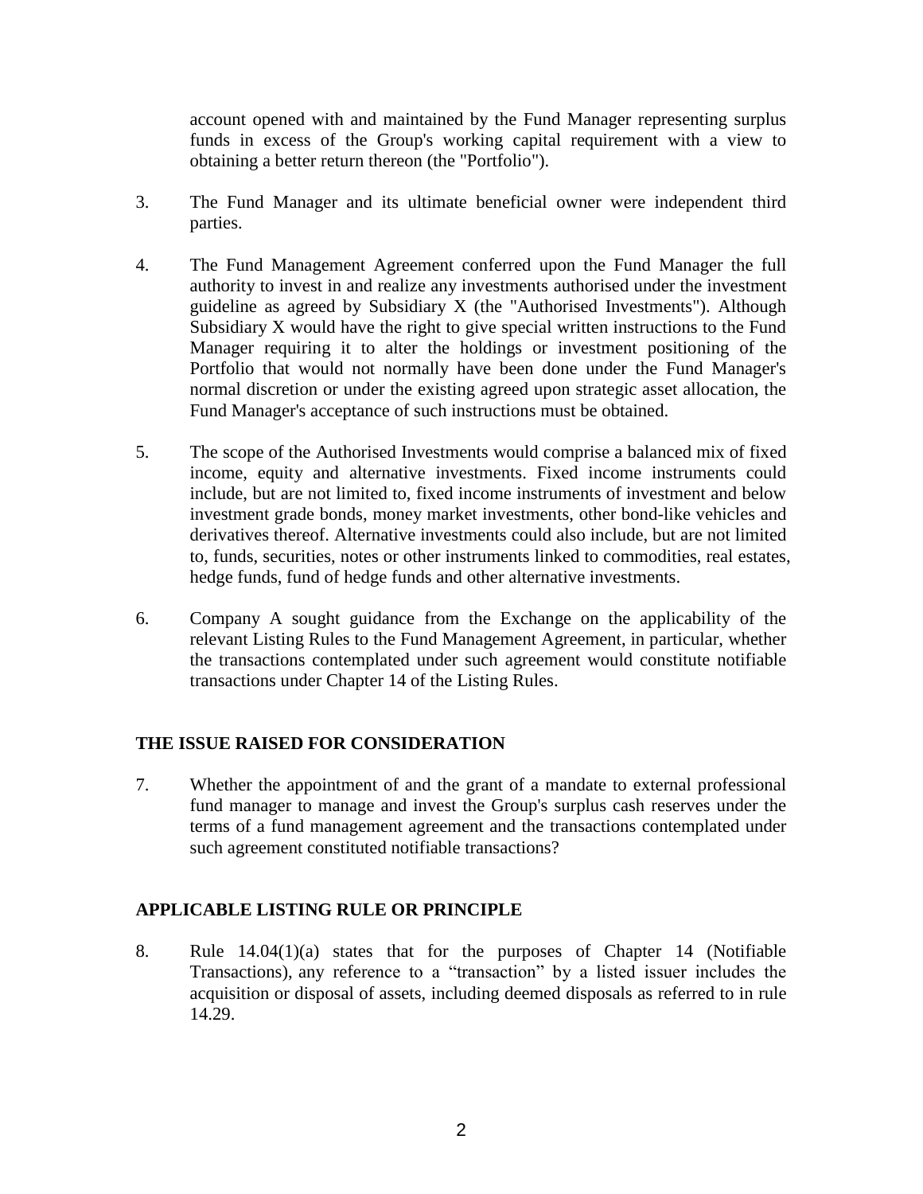account opened with and maintained by the Fund Manager representing surplus funds in excess of the Group's working capital requirement with a view to obtaining a better return thereon (the "Portfolio").

3. The Fund Manager and its ultimate beneficial owner were independent third parties.

4. The Fund Management Agreement conferred upon the Fund Manager the full authority to invest in and realize any investments authorised under the investment guideline as agreed by Subsidiary X (the "Authorised Investments"). Although Subsidiary X would have the right to give special written instructions to the Fund Manager requiring it to alter the holdings or investment positioning of the Portfolio that would not normally have been done under the Fund Manager's normal discretion or under the existing agreed upon strategic asset allocation, the Fund Manager's acceptance of such instructions must be obtained.

5. The scope of the Authorised Investments would comprise a balanced mix of fixed income, equity and alternative investments. Fixed income instruments could include, but are not limited to, fixed income instruments of investment and below investment grade bonds, money market investments, other bond-like vehicles and derivatives thereof. Alternative investments could also include, but are not limited to, funds, securities, notes or other instruments linked to commodities, real estates, hedge funds, fund of hedge funds and other alternative investments.

6. Company A sought guidance from the Exchange on the applicability of the relevant Listing Rules to the Fund Management Agreement, in particular, whether the transactions contemplated under such agreement would constitute notifiable transactions under Chapter 14 of the Listing Rules.

## THE ISSUE RAISED FOR CONSIDERATION

7. Whether the appointment of and the grant of a mandate to external professional fund manager to manage and invest the Group's surplus cash reserves under the terms of a fund management agreement and the transactions contemplated under such agreement constituted notifiable transactions?

## APPLICABLE LISTING RULE OR PRINCIPLE

8. Rule 14.04(1)(a) states that for the purposes of Chapter 14 (Notifiable Transactions), any reference to a "transaction" by a listed issuer includes the acquisition or disposal of assets, including deemed disposals as referred to in rule 14.29.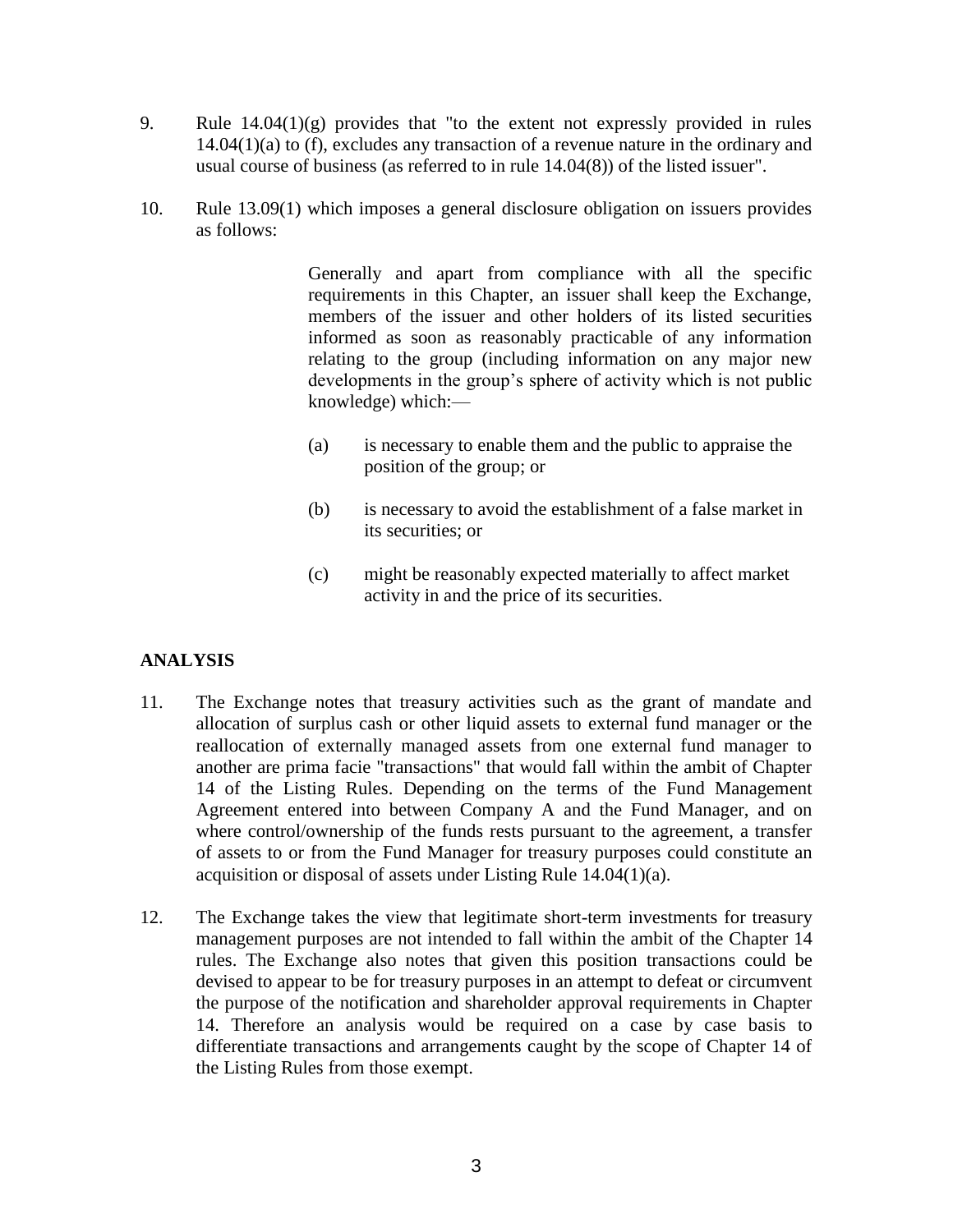9. Rule 14.04(1)(g) provides that "to the extent not expressly provided in rules 14.04(1)(a) to (f), excludes any transaction of a revenue nature in the ordinary and usual course of business (as referred to in rule 14.04(8)) of the listed issuer".

10. Rule 13.09(1) which imposes a general disclosure obligation on issuers provides as follows:

> Generally and apart from compliance with all the specific requirements in this Chapter, an issuer shall keep the Exchange, members of the issuer and other holders of its listed securities informed as soon as reasonably practicable of any information relating to the group (including information on any major new developments in the group's sphere of activity which is not public knowledge) which:—
>
> (a) is necessary to enable them and the public to appraise the position of the group; or
>
> (b) is necessary to avoid the establishment of a false market in its securities; or
>
> (c) might be reasonably expected materially to affect market activity in and the price of its securities.

## ANALYSIS

11. The Exchange notes that treasury activities such as the grant of mandate and allocation of surplus cash or other liquid assets to external fund manager or the reallocation of externally managed assets from one external fund manager to another are prima facie "transactions" that would fall within the ambit of Chapter 14 of the Listing Rules. Depending on the terms of the Fund Management Agreement entered into between Company A and the Fund Manager, and on where control/ownership of the funds rests pursuant to the agreement, a transfer of assets to or from the Fund Manager for treasury purposes could constitute an acquisition or disposal of assets under Listing Rule 14.04(1)(a).

12. The Exchange takes the view that legitimate short-term investments for treasury management purposes are not intended to fall within the ambit of the Chapter 14 rules. The Exchange also notes that given this position transactions could be devised to appear to be for treasury purposes in an attempt to defeat or circumvent the purpose of the notification and shareholder approval requirements in Chapter 14. Therefore an analysis would be required on a case by case basis to differentiate transactions and arrangements caught by the scope of Chapter 14 of the Listing Rules from those exempt.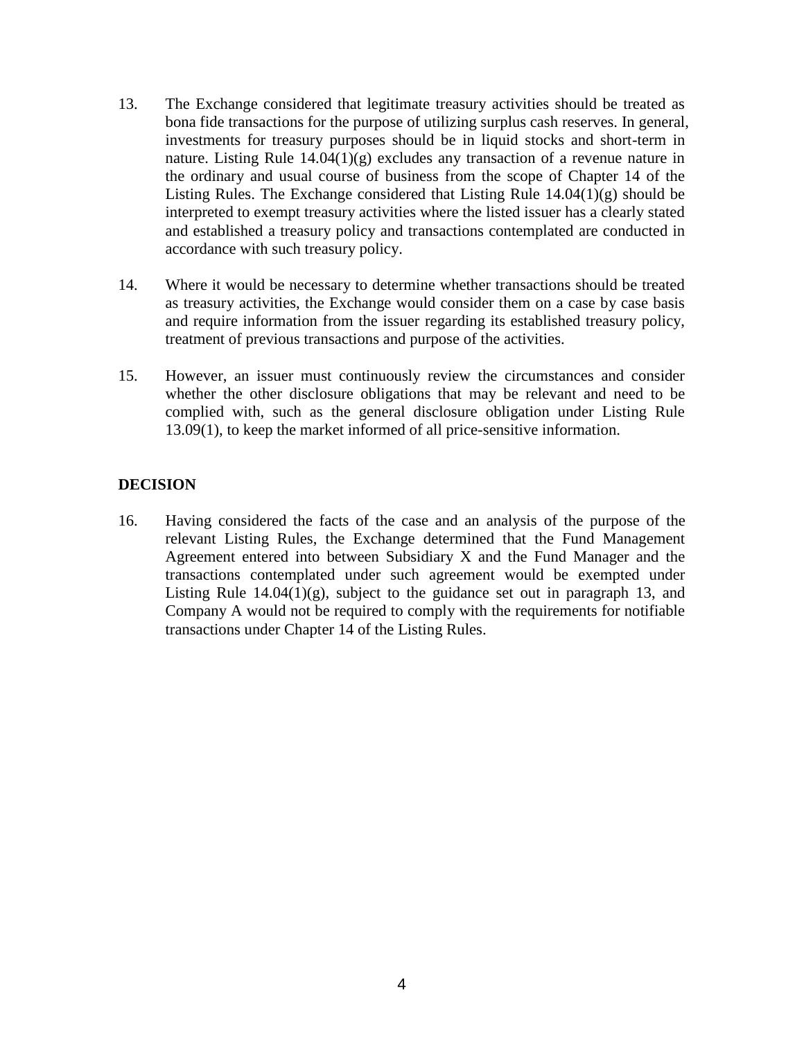13. The Exchange considered that legitimate treasury activities should be treated as bona fide transactions for the purpose of utilizing surplus cash reserves. In general, investments for treasury purposes should be in liquid stocks and short-term in nature. Listing Rule 14.04(1)(g) excludes any transaction of a revenue nature in the ordinary and usual course of business from the scope of Chapter 14 of the Listing Rules. The Exchange considered that Listing Rule 14.04(1)(g) should be interpreted to exempt treasury activities where the listed issuer has a clearly stated and established a treasury policy and transactions contemplated are conducted in accordance with such treasury policy.

14. Where it would be necessary to determine whether transactions should be treated as treasury activities, the Exchange would consider them on a case by case basis and require information from the issuer regarding its established treasury policy, treatment of previous transactions and purpose of the activities.

15. However, an issuer must continuously review the circumstances and consider whether the other disclosure obligations that may be relevant and need to be complied with, such as the general disclosure obligation under Listing Rule 13.09(1), to keep the market informed of all price-sensitive information.

## DECISION

16. Having considered the facts of the case and an analysis of the purpose of the relevant Listing Rules, the Exchange determined that the Fund Management Agreement entered into between Subsidiary X and the Fund Manager and the transactions contemplated under such agreement would be exempted under Listing Rule 14.04(1)(g), subject to the guidance set out in paragraph 13, and Company A would not be required to comply with the requirements for notifiable transactions under Chapter 14 of the Listing Rules.